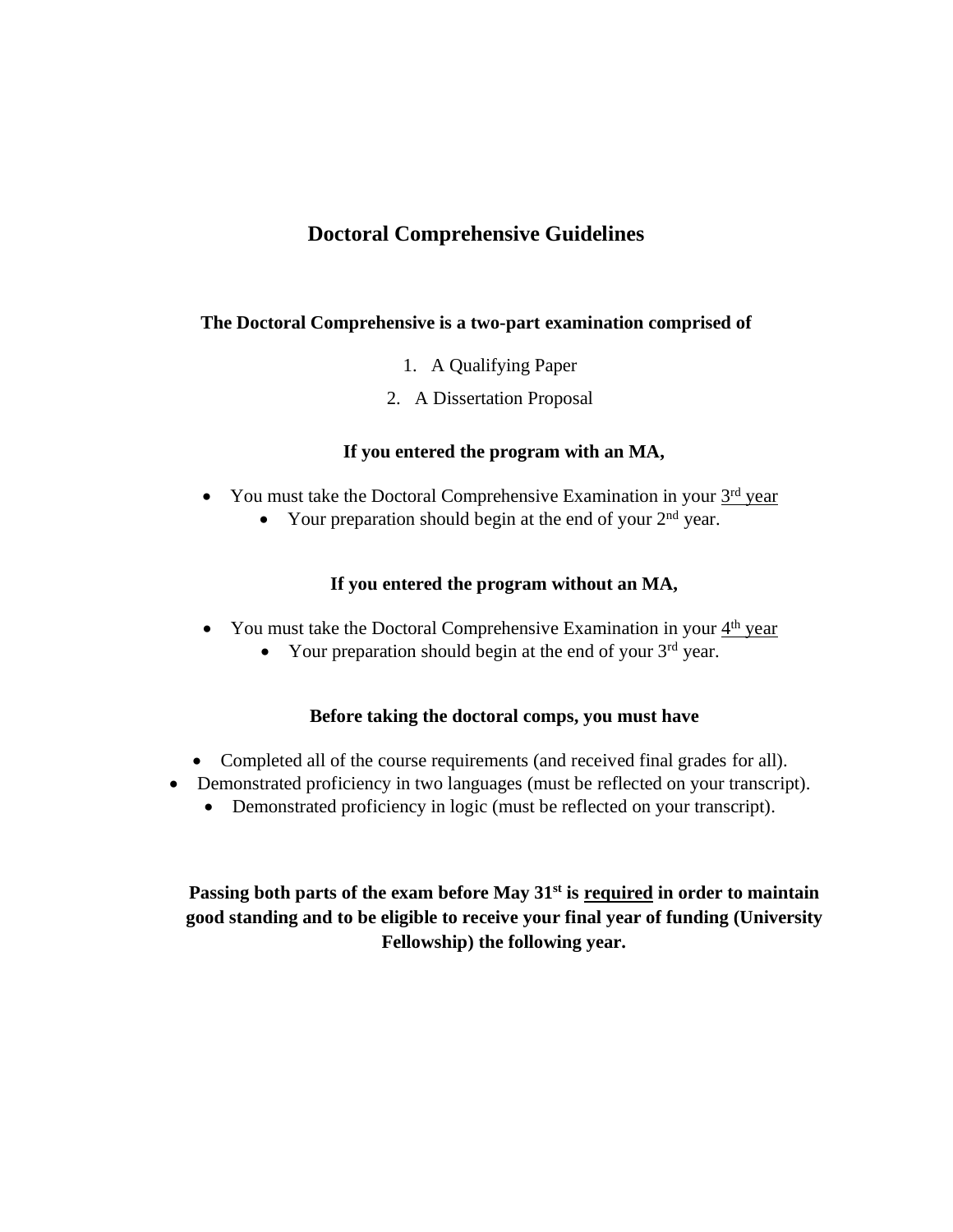# Doctoral Comprehensive Guidelines

**The Doctoral Comprehensive is a two-part examination comprised of**

1. A Qualifying Paper
2. A Dissertation Proposal

**If you entered the program with an MA,**

- You must take the Doctoral Comprehensive Examination in your 3rd year
    - Your preparation should begin at the end of your 2nd year.

**If you entered the program without an MA,**

- You must take the Doctoral Comprehensive Examination in your 4th year
    - Your preparation should begin at the end of your 3rd year.

**Before taking the doctoral comps, you must have**

- Completed all of the course requirements (and received final grades for all).
- Demonstrated proficiency in two languages (must be reflected on your transcript).
- Demonstrated proficiency in logic (must be reflected on your transcript).

**Passing both parts of the exam before May 31st is required in order to maintain good standing and to be eligible to receive your final year of funding (University Fellowship) the following year.**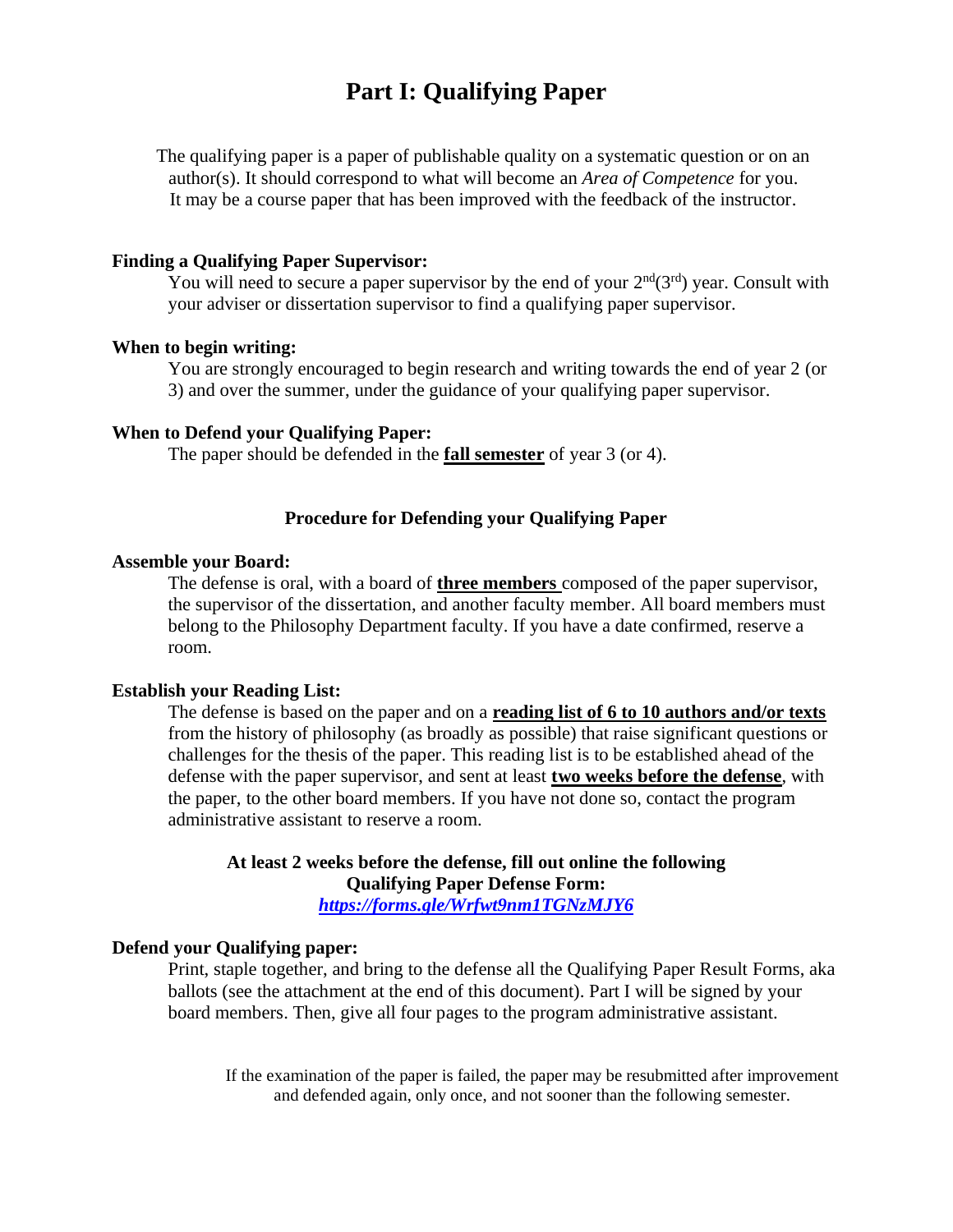# Part I: Qualifying Paper

The qualifying paper is a paper of publishable quality on a systematic question or on an author(s). It should correspond to what will become an *Area of Competence* for you. It may be a course paper that has been improved with the feedback of the instructor.

**Finding a Qualifying Paper Supervisor:**

You will need to secure a paper supervisor by the end of your 2nd(3rd) year. Consult with your adviser or dissertation supervisor to find a qualifying paper supervisor.

**When to begin writing:**

You are strongly encouraged to begin research and writing towards the end of year 2 (or 3) and over the summer, under the guidance of your qualifying paper supervisor.

**When to Defend your Qualifying Paper:**

The paper should be defended in the **fall semester** of year 3 (or 4).

**Procedure for Defending your Qualifying Paper**

**Assemble your Board:**

The defense is oral, with a board of **three members** composed of the paper supervisor, the supervisor of the dissertation, and another faculty member. All board members must belong to the Philosophy Department faculty. If you have a date confirmed, reserve a room.

**Establish your Reading List:**

The defense is based on the paper and on a **reading list of 6 to 10 authors and/or texts** from the history of philosophy (as broadly as possible) that raise significant questions or challenges for the thesis of the paper. This reading list is to be established ahead of the defense with the paper supervisor, and sent at least **two weeks before the defense**, with the paper, to the other board members. If you have not done so, contact the program administrative assistant to reserve a room.

**At least 2 weeks before the defense, fill out online the following Qualifying Paper Defense Form:**
***https://forms.gle/Wrfwt9nm1TGNzMJY6***

**Defend your Qualifying paper:**

Print, staple together, and bring to the defense all the Qualifying Paper Result Forms, aka ballots (see the attachment at the end of this document). Part I will be signed by your board members. Then, give all four pages to the program administrative assistant.

If the examination of the paper is failed, the paper may be resubmitted after improvement and defended again, only once, and not sooner than the following semester.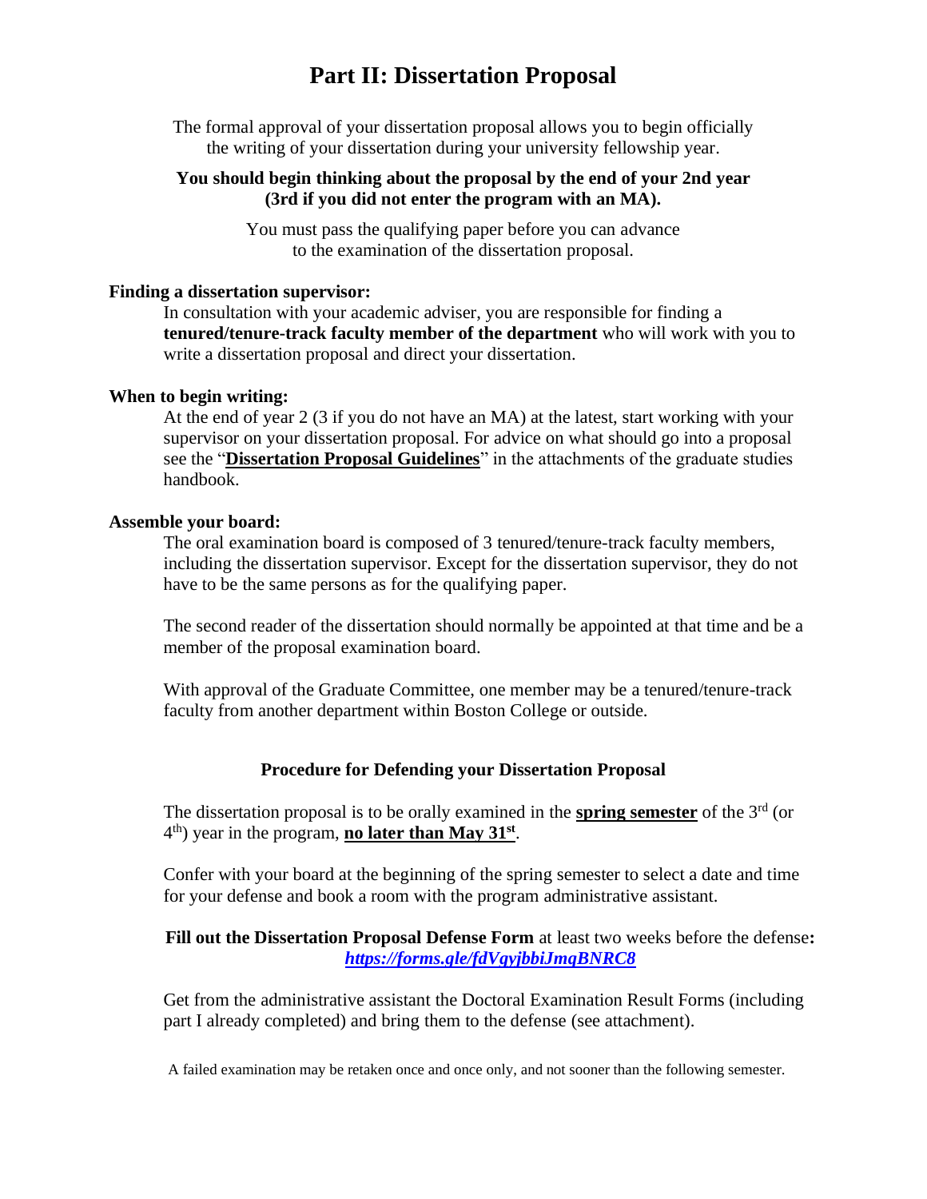# Part II: Dissertation Proposal

The formal approval of your dissertation proposal allows you to begin officially the writing of your dissertation during your university fellowship year.

**You should begin thinking about the proposal by the end of your 2nd year (3rd if you did not enter the program with an MA).**

You must pass the qualifying paper before you can advance to the examination of the dissertation proposal.

**Finding a dissertation supervisor:**

In consultation with your academic adviser, you are responsible for finding a **tenured/tenure-track faculty member of the department** who will work with you to write a dissertation proposal and direct your dissertation.

**When to begin writing:**

At the end of year 2 (3 if you do not have an MA) at the latest, start working with your supervisor on your dissertation proposal. For advice on what should go into a proposal see the "**Dissertation Proposal Guidelines**" in the attachments of the graduate studies handbook.

**Assemble your board:**

The oral examination board is composed of 3 tenured/tenure-track faculty members, including the dissertation supervisor. Except for the dissertation supervisor, they do not have to be the same persons as for the qualifying paper.

The second reader of the dissertation should normally be appointed at that time and be a member of the proposal examination board.

With approval of the Graduate Committee, one member may be a tenured/tenure-track faculty from another department within Boston College or outside.

### Procedure for Defending your Dissertation Proposal

The dissertation proposal is to be orally examined in the **spring semester** of the 3rd (or 4th) year in the program, **no later than May 31st**.

Confer with your board at the beginning of the spring semester to select a date and time for your defense and book a room with the program administrative assistant.

**Fill out the Dissertation Proposal Defense Form** at least two weeks before the defense**:** ***https://forms.gle/fdVgyjbbiJmqBNRC8***

Get from the administrative assistant the Doctoral Examination Result Forms (including part I already completed) and bring them to the defense (see attachment).

A failed examination may be retaken once and once only, and not sooner than the following semester.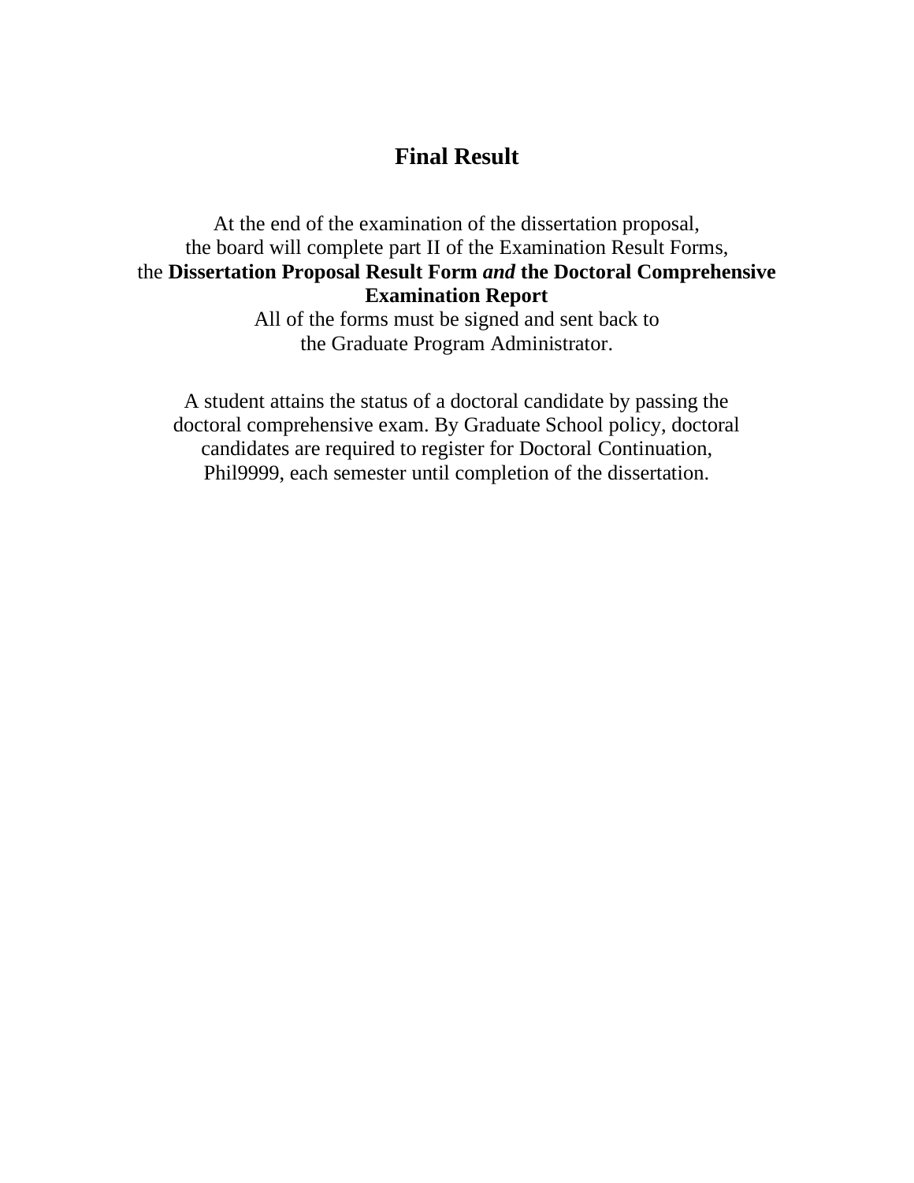# Final Result

At the end of the examination of the dissertation proposal, the board will complete part II of the Examination Result Forms, the **Dissertation Proposal Result Form** ***and*** **the Doctoral Comprehensive Examination Report**
All of the forms must be signed and sent back to the Graduate Program Administrator.

A student attains the status of a doctoral candidate by passing the doctoral comprehensive exam. By Graduate School policy, doctoral candidates are required to register for Doctoral Continuation, Phil9999, each semester until completion of the dissertation.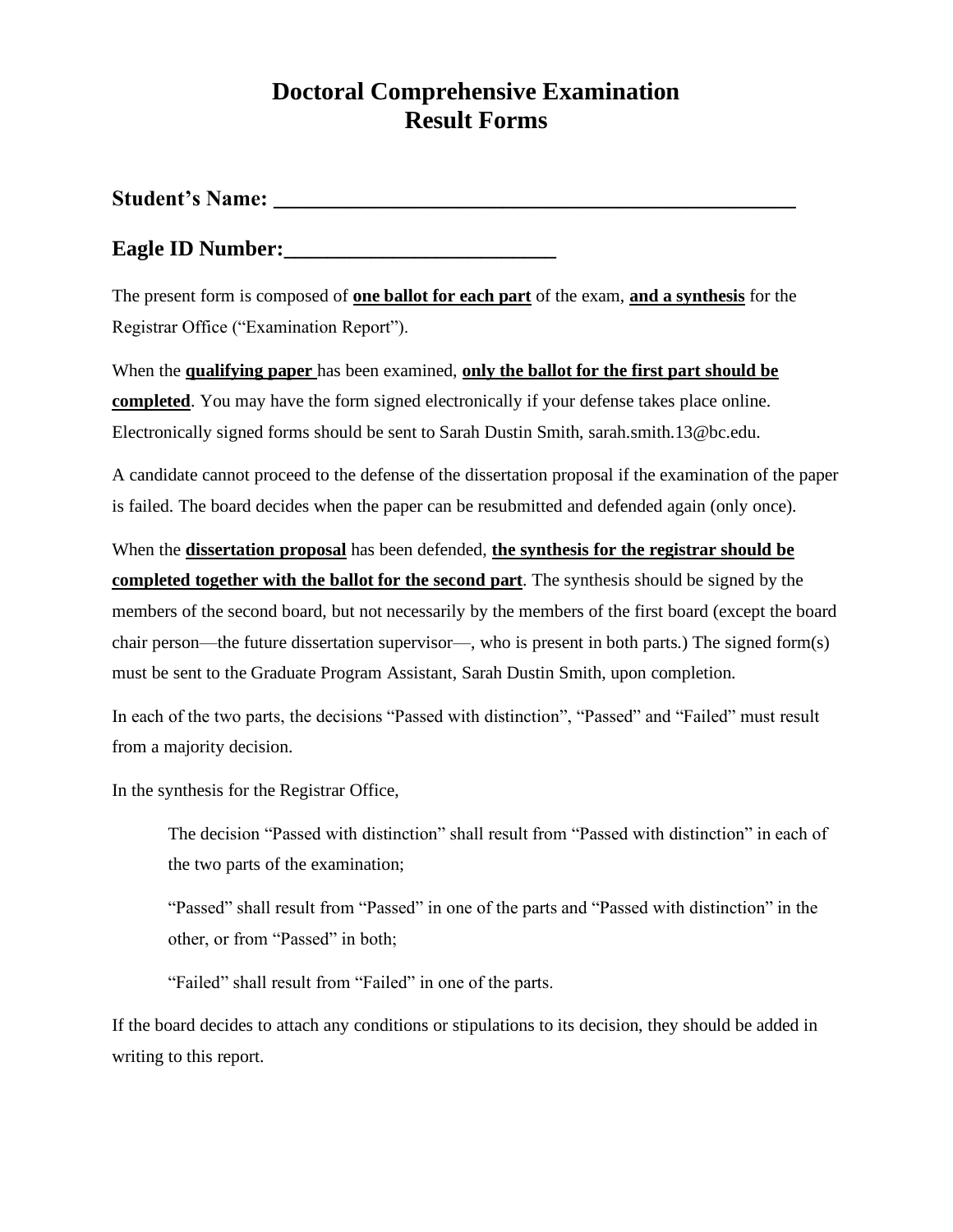# Doctoral Comprehensive Examination
# Result Forms

**Student's Name: ___________________________________________________**

**Eagle ID Number:_________________________**

The present form is composed of **one ballot for each part** of the exam, **and a synthesis** for the Registrar Office ("Examination Report").

When the **qualifying paper** has been examined, **only the ballot for the first part should be completed**. You may have the form signed electronically if your defense takes place online. Electronically signed forms should be sent to Sarah Dustin Smith, sarah.smith.13@bc.edu.

A candidate cannot proceed to the defense of the dissertation proposal if the examination of the paper is failed. The board decides when the paper can be resubmitted and defended again (only once).

When the **dissertation proposal** has been defended, **the synthesis for the registrar should be completed together with the ballot for the second part**. The synthesis should be signed by the members of the second board, but not necessarily by the members of the first board (except the board chair person—the future dissertation supervisor—, who is present in both parts.) The signed form(s) must be sent to the Graduate Program Assistant, Sarah Dustin Smith, upon completion.

In each of the two parts, the decisions "Passed with distinction", "Passed" and "Failed" must result from a majority decision.

In the synthesis for the Registrar Office,

> The decision "Passed with distinction" shall result from "Passed with distinction" in each of the two parts of the examination;
>
> "Passed" shall result from "Passed" in one of the parts and "Passed with distinction" in the other, or from "Passed" in both;
>
> "Failed" shall result from "Failed" in one of the parts.

If the board decides to attach any conditions or stipulations to its decision, they should be added in writing to this report.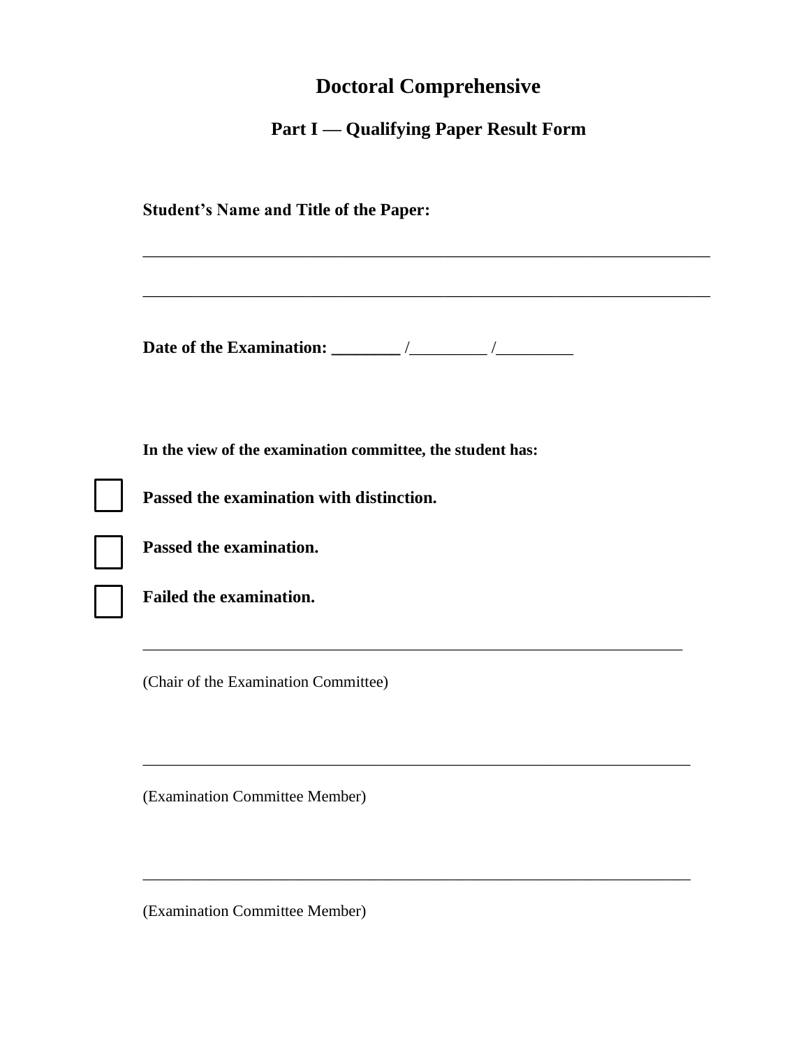# Doctoral Comprehensive

## Part I — Qualifying Paper Result Form

**Student's Name and Title of the Paper:**

______________________________________________________________________

______________________________________________________________________

**Date of the Examination: ________ /_________ /_________**

**In the view of the examination committee, the student has:**

☐ **Passed the examination with distinction.**

☐ **Passed the examination.**

☐ **Failed the examination.**

______________________________________________________________________

(Chair of the Examination Committee)

______________________________________________________________________

(Examination Committee Member)

______________________________________________________________________

(Examination Committee Member)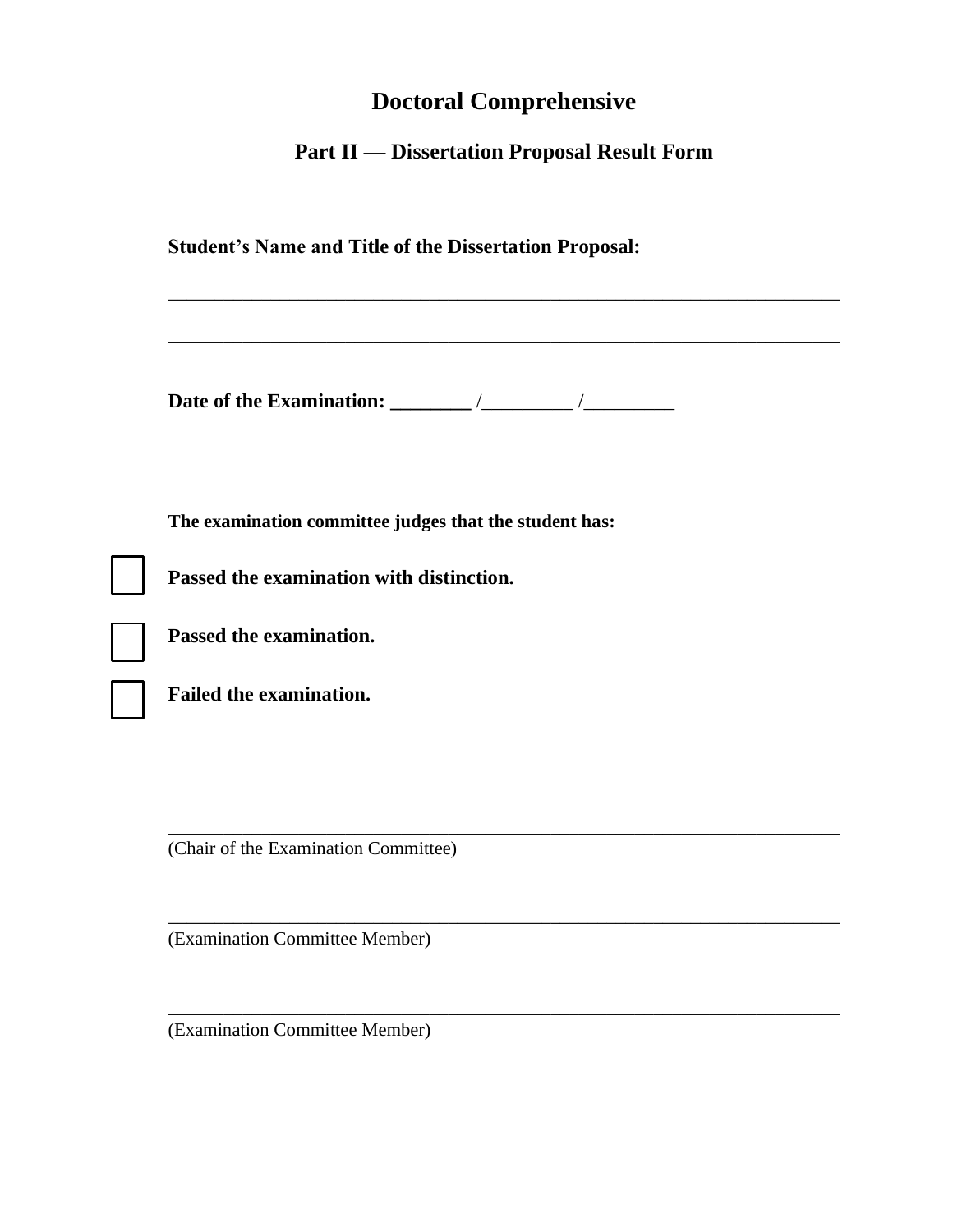# Doctoral Comprehensive

## Part II — Dissertation Proposal Result Form

**Student's Name and Title of the Dissertation Proposal:**

_____________________________________________________________________________

_____________________________________________________________________________

**Date of the Examination: ________** /_________ /_________

**The examination committee judges that the student has:**

☐ **Passed the examination with distinction.**

☐ **Passed the examination.**

☐ **Failed the examination.**

_____________________________________________________________________________
(Chair of the Examination Committee)

_____________________________________________________________________________
(Examination Committee Member)

_____________________________________________________________________________
(Examination Committee Member)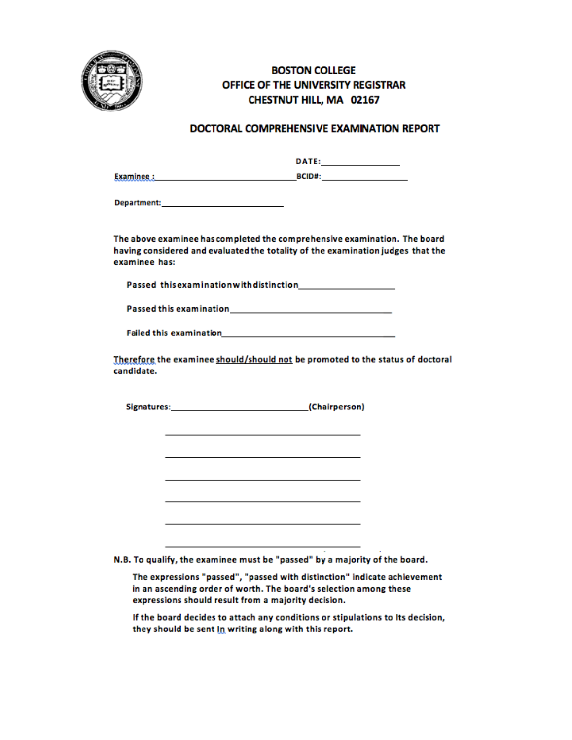**BOSTON COLLEGE**
**OFFICE OF THE UNIVERSITY REGISTRAR**
**CHESTNUT HILL, MA 02167**

## DOCTORAL COMPREHENSIVE EXAMINATION REPORT

DATE:_________________

Examinee :______________________________BCID#:__________________

Department:___________________________

The above examinee has completed the comprehensive examination. The board having considered and evaluated the totality of the examination judges that the examinee has:

Passed this examination with distinction____________________

Passed this examination___________________________________

Failed this examination____________________________________

Therefore the examinee should/should not be promoted to the status of doctoral candidate.

Signatures:____________________________(Chairperson)

________________________________________

________________________________________

________________________________________

________________________________________

________________________________________

________________________________________

N.B. To qualify, the examinee must be "passed" by a majority of the board.

The expressions "passed", "passed with distinction" indicate achievement in an ascending order of worth. The board's selection among these expressions should result from a majority decision.

If the board decides to attach any conditions or stipulations to Its decision, they should be sent In writing along with this report.